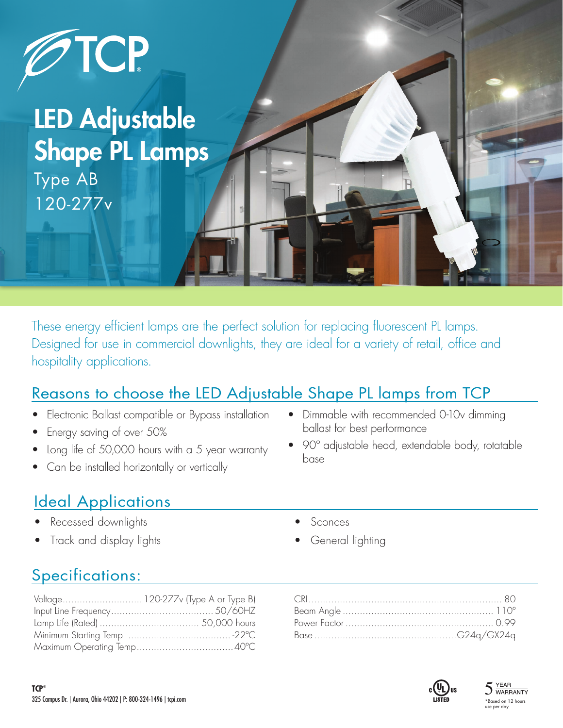TCP

# LED Adjustable Shape PL Lamps

Type AB

120-277v

These energy efficient lamps are the perfect solution for replacing fluorescent PL lamps. Designed for use in commercial downlights, they are ideal for a variety of retail, office and hospitality applications.

## Reasons to choose the LED Adjustable Shape PL lamps from TCP

- Electronic Ballast compatible or Bypass installation
- Energy saving of over 50%
- Long life of 50,000 hours with a 5 year warranty
- Can be installed horizontally or vertically
- Dimmable with recommended 0-10v dimming ballast for best performance
- 90° adjustable head, extendable body, rotatable base

## Ideal Applications

- Recessed downlights
- Track and display lights
- Sconces
- General lighting

## Specifications:

| Specification | Value |
|---|---|
| Voltage | 120-277v (Type A or Type B) |
| Input Line Frequency | 50/60HZ |
| Lamp Life (Rated) | 50,000 hours |
| Minimum Starting Temp | -22°C |
| Maximum Operating Temp | 40°C |
| CRI | 80 |
| Beam Angle | 110° |
| Power Factor | 0.99 |
| Base | G24q/GX24q |

TCP®

325 Campus Dr. | Aurora, Ohio 44202 | P: 800-324-1496 | tcpi.com

c UL us LISTED

5 YEAR WARRANTY

*Based on 12 hours use per day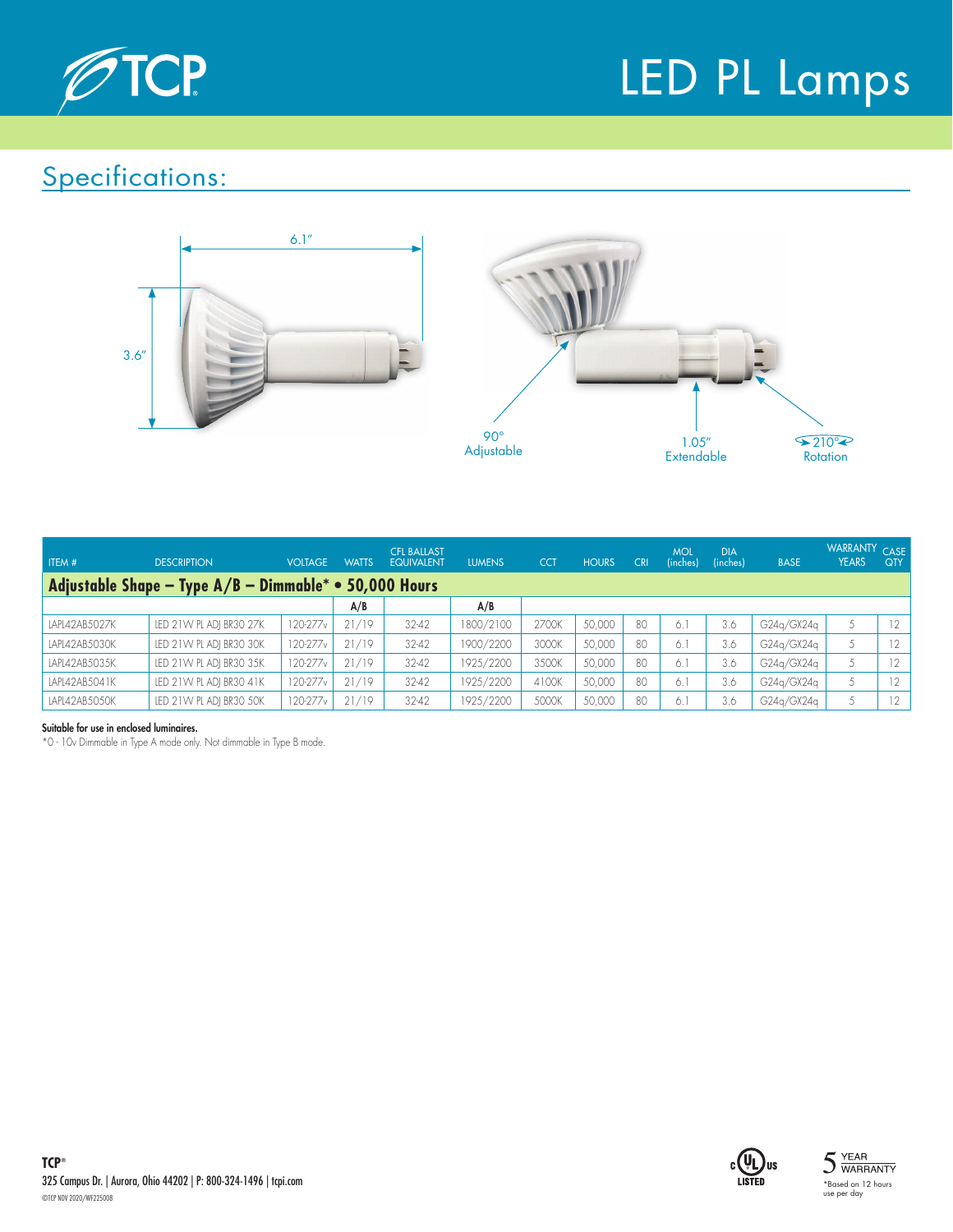# LED PL Lamps

## Specifications:

6.1″

3.6″

90° Adjustable

1.05″ Extendable

210° Rotation

| ITEM # | DESCRIPTION | VOLTAGE | WATTS | CFL BALLAST EQUIVALENT | LUMENS | CCT | HOURS | CRI | MOL (inches) | DIA (inches) | BASE | WARRANTY YEARS | CASE QTY |
|---|---|---|---|---|---|---|---|---|---|---|---|---|---|
| **Adjustable Shape – Type A/B – Dimmable* • 50,000 Hours** | | | | | | | | | | | | | |
| | | | A/B | | A/B | | | | | | | | |
| LAPL42AB5027K | LED 21W PL ADJ BR30 27K | 120-277v | 21/19 | 32-42 | 1800/2100 | 2700K | 50,000 | 80 | 6.1 | 3.6 | G24q/GX24q | 5 | 12 |
| LAPL42AB5030K | LED 21W PL ADJ BR30 30K | 120-277v | 21/19 | 32-42 | 1900/2200 | 3000K | 50,000 | 80 | 6.1 | 3.6 | G24q/GX24q | 5 | 12 |
| LAPL42AB5035K | LED 21W PL ADJ BR30 35K | 120-277v | 21/19 | 32-42 | 1925/2200 | 3500K | 50,000 | 80 | 6.1 | 3.6 | G24q/GX24q | 5 | 12 |
| LAPL42AB5041K | LED 21W PL ADJ BR30 41K | 120-277v | 21/19 | 32-42 | 1925/2200 | 4100K | 50,000 | 80 | 6.1 | 3.6 | G24q/GX24q | 5 | 12 |
| LAPL42AB5050K | LED 21W PL ADJ BR30 50K | 120-277v | 21/19 | 32-42 | 1925/2200 | 5000K | 50,000 | 80 | 6.1 | 3.6 | G24q/GX24q | 5 | 12 |

**Suitable for use in enclosed luminaires.**

*0 - 10v Dimmable in Type A mode only. Not dimmable in Type B mode.

**TCP®**

325 Campus Dr. | Aurora, Ohio 44202 | P: 800-324-1496 | tcpi.com

©TCP NOV 2020/WF225008

c UL us LISTED

5 YEAR WARRANTY

*Based on 12 hours use per day